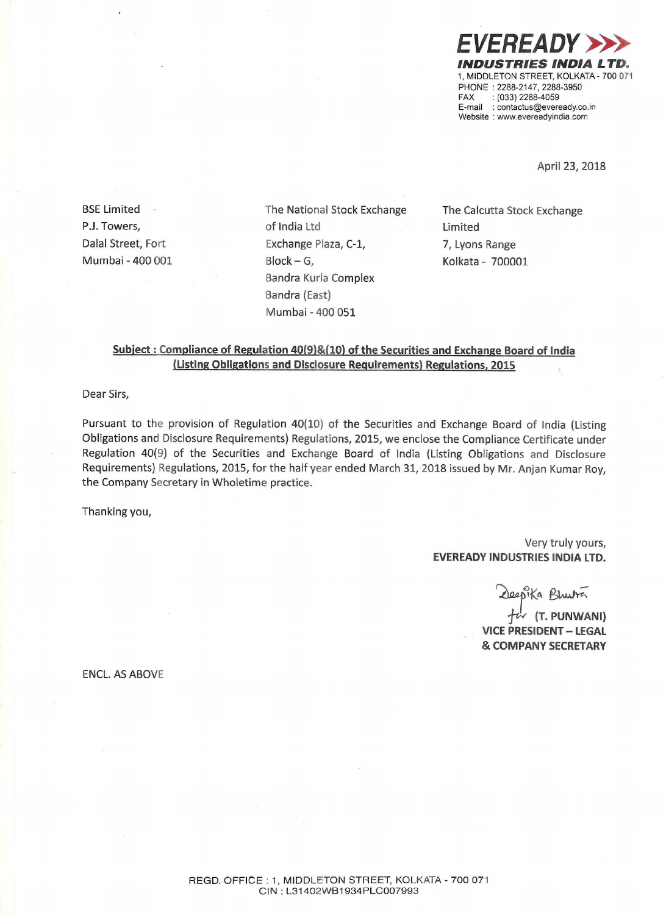**EVEREADY INDUSTRIES INDIA LTD.**
1, MIDDLETON STREET, KOLKATA - 700 071
PHONE : 2288-2147, 2288-3950
FAX : (033) 2288-4059
E-mail : contactus@eveready.co.in
Website : www.evereadyindia.com

April 23, 2018

BSE Limited
P.J. Towers,
Dalal Street, Fort
Mumbai - 400 001

The National Stock Exchange of India Ltd
Exchange Plaza, C-1,
Block – G,
Bandra Kurla Complex
Bandra (East)
Mumbai - 400 051

The Calcutta Stock Exchange Limited
7, Lyons Range
Kolkata - 700001

**Subject : Compliance of Regulation 40(9)&(10) of the Securities and Exchange Board of India (Listing Obligations and Disclosure Requirements) Regulations, 2015**

Dear Sirs,

Pursuant to the provision of Regulation 40(10) of the Securities and Exchange Board of India (Listing Obligations and Disclosure Requirements) Regulations, 2015, we enclose the Compliance Certificate under Regulation 40(9) of the Securities and Exchange Board of India (Listing Obligations and Disclosure Requirements) Regulations, 2015, for the half year ended March 31, 2018 issued by Mr. Anjan Kumar Roy, the Company Secretary in Wholetime practice.

Thanking you,

Very truly yours,
**EVEREADY INDUSTRIES INDIA LTD.**

Deepika Bhutra
for **(T. PUNWANI)**
**VICE PRESIDENT – LEGAL & COMPANY SECRETARY**

ENCL. AS ABOVE

REGD. OFFICE : 1, MIDDLETON STREET, KOLKATA - 700 071
CIN : L31402WB1934PLC007993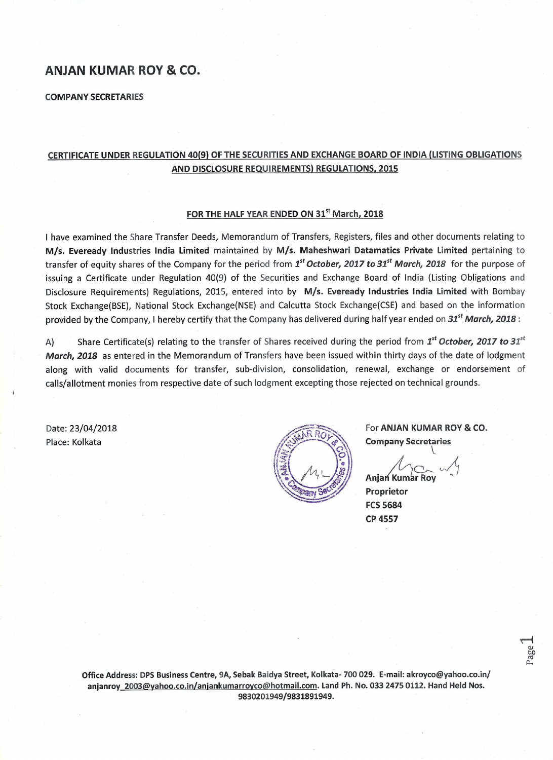# ANJAN KUMAR ROY & CO.

**COMPANY SECRETARIES**

**CERTIFICATE UNDER REGULATION 40(9) OF THE SECURITIES AND EXCHANGE BOARD OF INDIA (LISTING OBLIGATIONS AND DISCLOSURE REQUIREMENTS) REGULATIONS, 2015**

**FOR THE HALF YEAR ENDED ON 31st March, 2018**

I have examined the Share Transfer Deeds, Memorandum of Transfers, Registers, files and other documents relating to **M/s. Eveready Industries India Limited** maintained by **M/s. Maheshwari Datamatics Private Limited** pertaining to transfer of equity shares of the Company for the period from ***1st October, 2017 to 31st March, 2018*** for the purpose of issuing a Certificate under Regulation 40(9) of the Securities and Exchange Board of India (Listing Obligations and Disclosure Requirements) Regulations, 2015, entered into by **M/s. Eveready Industries India Limited** with Bombay Stock Exchange(BSE), National Stock Exchange(NSE) and Calcutta Stock Exchange(CSE) and based on the information provided by the Company, I hereby certify that the Company has delivered during half year ended on ***31st March, 2018*** :

A) Share Certificate(s) relating to the transfer of Shares received during the period from ***1st October, 2017 to 31st March, 2018*** as entered in the Memorandum of Transfers have been issued within thirty days of the date of lodgment along with valid documents for transfer, sub-division, consolidation, renewal, exchange or endorsement of calls/allotment monies from respective date of such lodgment excepting those rejected on technical grounds.

Date: 23/04/2018
Place: Kolkata

For **ANJAN KUMAR ROY & CO.**
**Company Secretaries**

**Anjan Kumar Roy**
**Proprietor**
**FCS 5684**
**CP 4557**

**Office Address: DPS Business Centre, 9A, Sebak Baidya Street, Kolkata- 700 029. E-mail: akroyco@yahoo.co.in/ anjanroy_2003@yahoo.co.in/anjankumarroyco@hotmail.com. Land Ph. No. 033 2475 0112. Hand Held Nos. 9830201949/9831891949.**